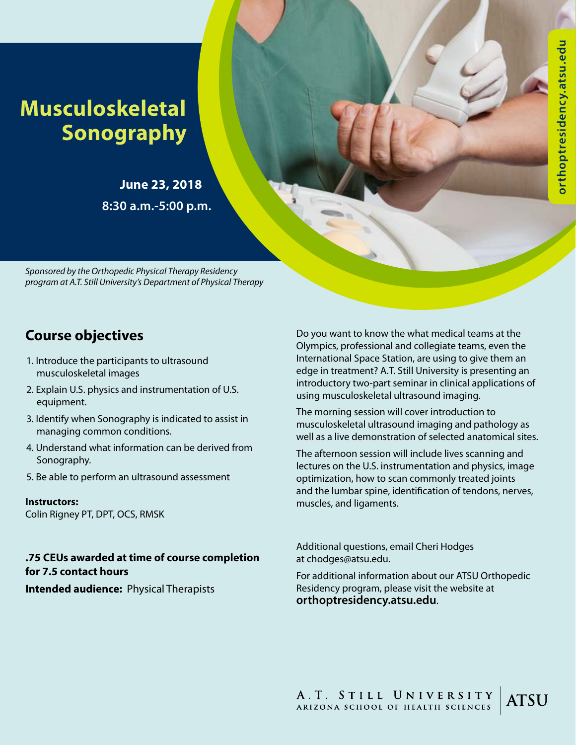# Musculoskeletal Sonography

**June 23, 2018**

**8:30 a.m.-5:00 p.m.**

orthoptresidency.atsu.edu

*Sponsored by the Orthopedic Physical Therapy Residency program at A.T. Still University's Department of Physical Therapy*

## Course objectives

1. Introduce the participants to ultrasound musculoskeletal images
2. Explain U.S. physics and instrumentation of U.S. equipment.
3. Identify when Sonography is indicated to assist in managing common conditions.
4. Understand what information can be derived from Sonography.
5. Be able to perform an ultrasound assessment

**Instructors:**
Colin Rigney PT, DPT, OCS, RMSK

**.75 CEUs awarded at time of course completion for 7.5 contact hours**

**Intended audience:** Physical Therapists

Do you want to know the what medical teams at the Olympics, professional and collegiate teams, even the International Space Station, are using to give them an edge in treatment? A.T. Still University is presenting an introductory two-part seminar in clinical applications of using musculoskeletal ultrasound imaging.

The morning session will cover introduction to musculoskeletal ultrasound imaging and pathology as well as a live demonstration of selected anatomical sites.

The afternoon session will include lives scanning and lectures on the U.S. instrumentation and physics, image optimization, how to scan commonly treated joints and the lumbar spine, identification of tendons, nerves, muscles, and ligaments.

Additional questions, email Cheri Hodges at chodges@atsu.edu.

For additional information about our ATSU Orthopedic Residency program, please visit the website at **orthoptresidency.atsu.edu**.

A.T. STILL UNIVERSITY | ATSU
ARIZONA SCHOOL OF HEALTH SCIENCES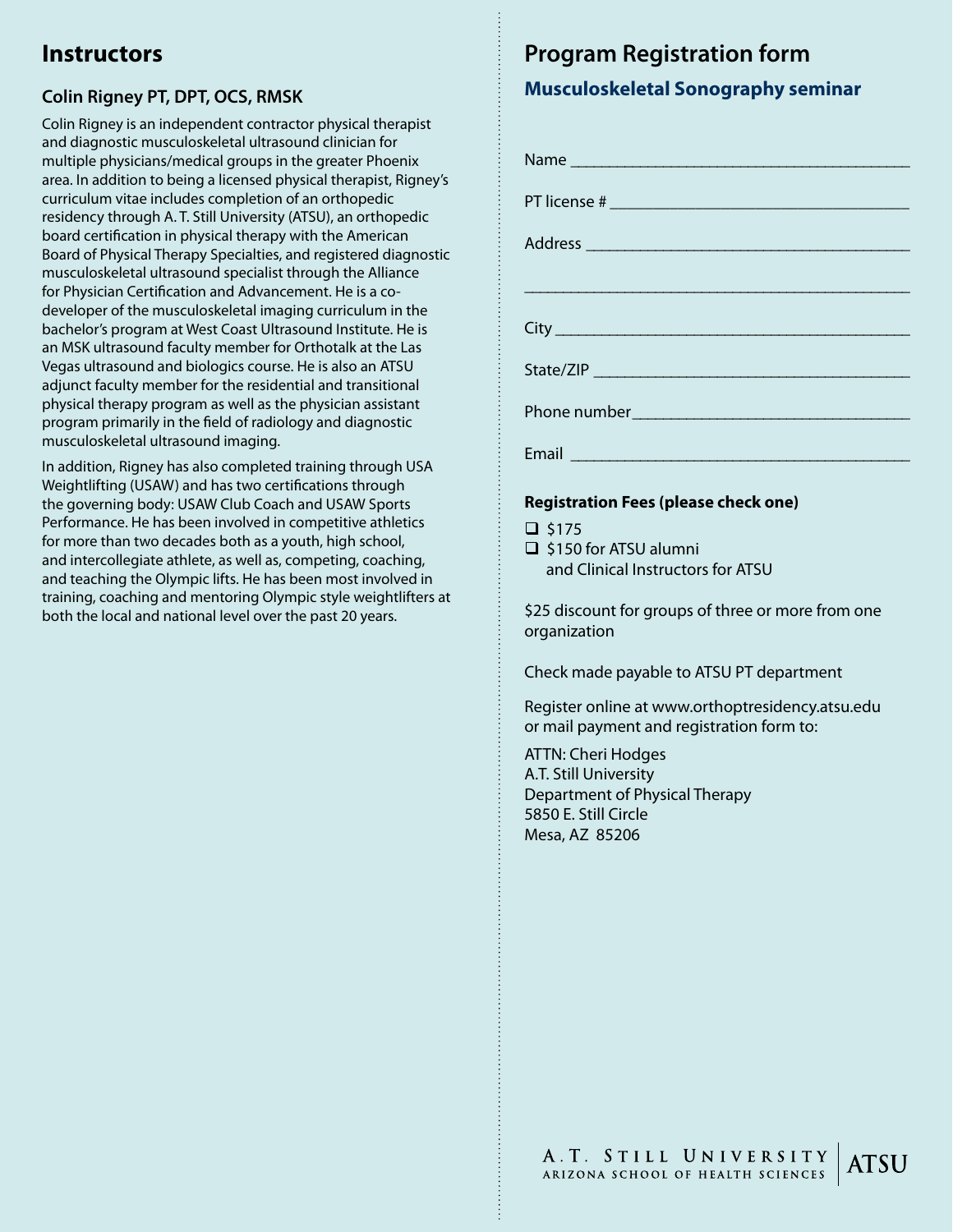## Instructors

### Colin Rigney PT, DPT, OCS, RMSK

Colin Rigney is an independent contractor physical therapist and diagnostic musculoskeletal ultrasound clinician for multiple physicians/medical groups in the greater Phoenix area. In addition to being a licensed physical therapist, Rigney's curriculum vitae includes completion of an orthopedic residency through A. T. Still University (ATSU), an orthopedic board certification in physical therapy with the American Board of Physical Therapy Specialties, and registered diagnostic musculoskeletal ultrasound specialist through the Alliance for Physician Certification and Advancement. He is a co-developer of the musculoskeletal imaging curriculum in the bachelor's program at West Coast Ultrasound Institute. He is an MSK ultrasound faculty member for Orthotalk at the Las Vegas ultrasound and biologics course. He is also an ATSU adjunct faculty member for the residential and transitional physical therapy program as well as the physician assistant program primarily in the field of radiology and diagnostic musculoskeletal ultrasound imaging.

In addition, Rigney has also completed training through USA Weightlifting (USAW) and has two certifications through the governing body: USAW Club Coach and USAW Sports Performance. He has been involved in competitive athletics for more than two decades both as a youth, high school, and intercollegiate athlete, as well as, competing, coaching, and teaching the Olympic lifts. He has been most involved in training, coaching and mentoring Olympic style weightlifters at both the local and national level over the past 20 years.

## Program Registration form

### Musculoskeletal Sonography seminar

Name ________________________________________

PT license # ___________________________________

Address ______________________________________

_____________________________________________

City _________________________________________

State/ZIP _____________________________________

Phone number__________________________________

Email ________________________________________

**Registration Fees (please check one)**

- ❑ $175
- ❑ $150 for ATSU alumni and Clinical Instructors for ATSU

$25 discount for groups of three or more from one organization

Check made payable to ATSU PT department

Register online at www.orthoptresidency.atsu.edu or mail payment and registration form to:

ATTN: Cheri Hodges
A.T. Still University
Department of Physical Therapy
5850 E. Still Circle
Mesa, AZ 85206

A.T. Still University
Arizona School of Health Sciences
ATSU